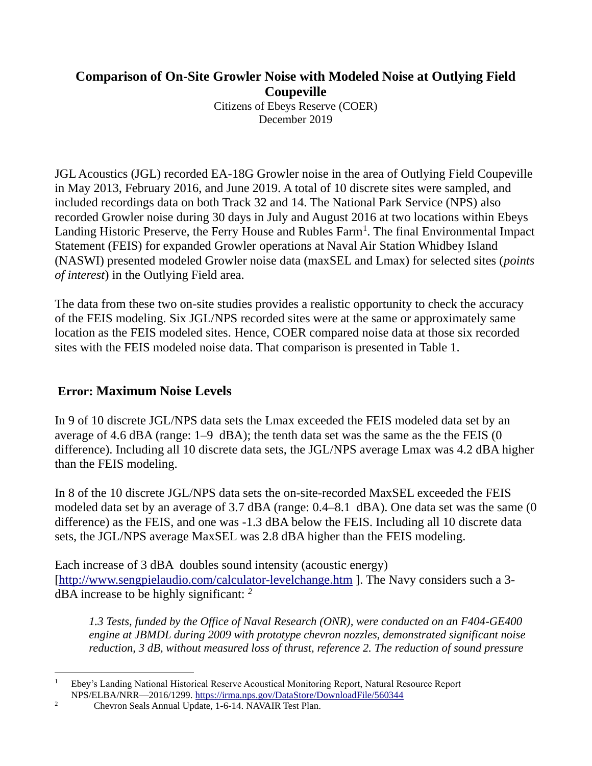# Comparison of On-Site Growler Noise with Modeled Noise at Outlying Field Coupeville

Citizens of Ebeys Reserve (COER)
December 2019

JGL Acoustics (JGL) recorded EA-18G Growler noise in the area of Outlying Field Coupeville in May 2013, February 2016, and June 2019. A total of 10 discrete sites were sampled, and included recordings data on both Track 32 and 14. The National Park Service (NPS) also recorded Growler noise during 30 days in July and August 2016 at two locations within Ebeys Landing Historic Preserve, the Ferry House and Rubles Farm[1]. The final Environmental Impact Statement (FEIS) for expanded Growler operations at Naval Air Station Whidbey Island (NASWI) presented modeled Growler noise data (maxSEL and Lmax) for selected sites (*points of interest*) in the Outlying Field area.

The data from these two on-site studies provides a realistic opportunity to check the accuracy of the FEIS modeling. Six JGL/NPS recorded sites were at the same or approximately same location as the FEIS modeled sites. Hence, COER compared noise data at those six recorded sites with the FEIS modeled noise data. That comparison is presented in Table 1.

## Error: Maximum Noise Levels

In 9 of 10 discrete JGL/NPS data sets the Lmax exceeded the FEIS modeled data set by an average of 4.6 dBA (range: 1–9 dBA); the tenth data set was the same as the the FEIS (0 difference). Including all 10 discrete data sets, the JGL/NPS average Lmax was 4.2 dBA higher than the FEIS modeling.

In 8 of the 10 discrete JGL/NPS data sets the on-site-recorded MaxSEL exceeded the FEIS modeled data set by an average of 3.7 dBA (range: 0.4–8.1 dBA). One data set was the same (0 difference) as the FEIS, and one was -1.3 dBA below the FEIS. Including all 10 discrete data sets, the JGL/NPS average MaxSEL was 2.8 dBA higher than the FEIS modeling.

Each increase of 3 dBA doubles sound intensity (acoustic energy) [http://www.sengpielaudio.com/calculator-levelchange.htm ]. The Navy considers such a 3-dBA increase to be highly significant: [2]

> *1.3 Tests, funded by the Office of Naval Research (ONR), were conducted on an F404-GE400 engine at JBMDL during 2009 with prototype chevron nozzles, demonstrated significant noise reduction, 3 dB, without measured loss of thrust, reference 2. The reduction of sound pressure*

---

[1] Ebey's Landing National Historical Reserve Acoustical Monitoring Report, Natural Resource Report NPS/ELBA/NRR—2016/1299. https://irma.nps.gov/DataStore/DownloadFile/560344

[2] Chevron Seals Annual Update, 1-6-14. NAVAIR Test Plan.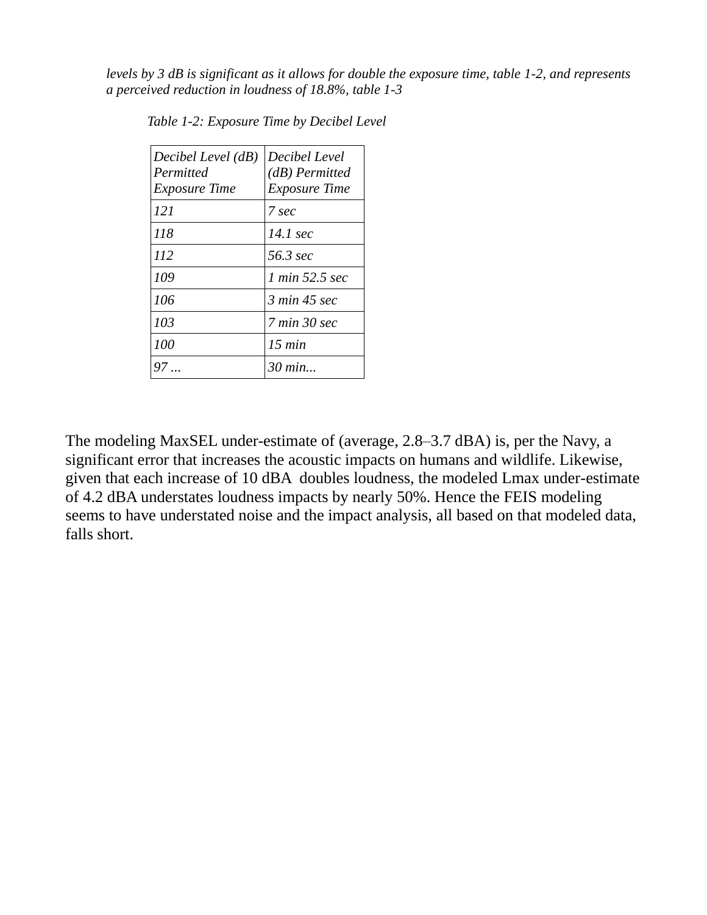*levels by 3 dB is significant as it allows for double the exposure time, table 1-2, and represents a perceived reduction in loudness of 18.8%, table 1-3*

*Table 1-2: Exposure Time by Decibel Level*

| *Decibel Level (dB) Permitted Exposure Time* | *Decibel Level (dB) Permitted Exposure Time* |
|---|---|
| *121* | *7 sec* |
| *118* | *14.1 sec* |
| *112* | *56.3 sec* |
| *109* | *1 min 52.5 sec* |
| *106* | *3 min 45 sec* |
| *103* | *7 min 30 sec* |
| *100* | *15 min* |
| *97 ...* | *30 min...* |

The modeling MaxSEL under-estimate of (average, 2.8–3.7 dBA) is, per the Navy, a significant error that increases the acoustic impacts on humans and wildlife. Likewise, given that each increase of 10 dBA doubles loudness, the modeled Lmax under-estimate of 4.2 dBA understates loudness impacts by nearly 50%. Hence the FEIS modeling seems to have understated noise and the impact analysis, all based on that modeled data, falls short.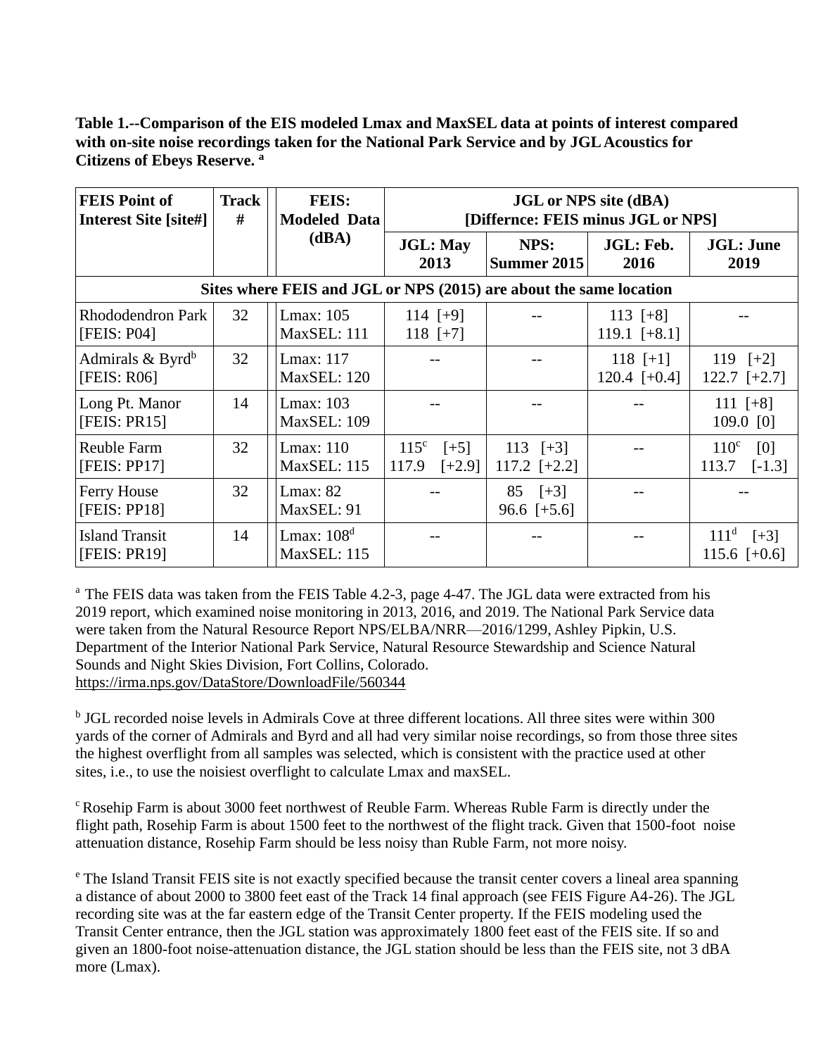**Table 1.--Comparison of the EIS modeled Lmax and MaxSEL data at points of interest compared with on-site noise recordings taken for the National Park Service and by JGL Acoustics for Citizens of Ebeys Reserve.** [a]

| FEIS Point of Interest Site [site#] | Track # | FEIS: Modeled Data (dBA) | JGL or NPS site (dBA) [Differnce: FEIS minus JGL or NPS] | | | |
|---|---|---|---|---|---|---|
| | | | JGL: May 2013 | NPS: Summer 2015 | JGL: Feb. 2016 | JGL: June 2019 |
| **Sites where FEIS and JGL or NPS (2015) are about the same location** | | | | | | |
| Rhododendron Park [FEIS: P04] | 32 | Lmax: 105<br>MaxSEL: 111 | 114 [+9]<br>118 [+7] | -- | 113 [+8]<br>119.1 [+8.1] | -- |
| Admirals & Byrd[b] [FEIS: R06] | 32 | Lmax: 117<br>MaxSEL: 120 | -- | -- | 118 [+1]<br>120.4 [+0.4] | 119 [+2]<br>122.7 [+2.7] |
| Long Pt. Manor [FEIS: PR15] | 14 | Lmax: 103<br>MaxSEL: 109 | -- | -- | -- | 111 [+8]<br>109.0 [0] |
| Reuble Farm [FEIS: PP17] | 32 | Lmax: 110<br>MaxSEL: 115 | 115[c] [+5]<br>117.9 [+2.9] | 113 [+3]<br>117.2 [+2.2] | -- | 110[c] [0]<br>113.7 [-1.3] |
| Ferry House [FEIS: PP18] | 32 | Lmax: 82<br>MaxSEL: 91 | -- | 85 [+3]<br>96.6 [+5.6] | -- | -- |
| Island Transit [FEIS: PR19] | 14 | Lmax: 108[d]<br>MaxSEL: 115 | -- | -- | -- | 111[d] [+3]<br>115.6 [+0.6] |

[a] The FEIS data was taken from the FEIS Table 4.2-3, page 4-47. The JGL data were extracted from his 2019 report, which examined noise monitoring in 2013, 2016, and 2019. The National Park Service data were taken from the Natural Resource Report NPS/ELBA/NRR—2016/1299, Ashley Pipkin, U.S. Department of the Interior National Park Service, Natural Resource Stewardship and Science Natural Sounds and Night Skies Division, Fort Collins, Colorado. https://irma.nps.gov/DataStore/DownloadFile/560344

[b] JGL recorded noise levels in Admirals Cove at three different locations. All three sites were within 300 yards of the corner of Admirals and Byrd and all had very similar noise recordings, so from those three sites the highest overflight from all samples was selected, which is consistent with the practice used at other sites, i.e., to use the noisiest overflight to calculate Lmax and maxSEL.

[c] Rosehip Farm is about 3000 feet northwest of Reuble Farm. Whereas Ruble Farm is directly under the flight path, Rosehip Farm is about 1500 feet to the northwest of the flight track. Given that 1500-foot noise attenuation distance, Rosehip Farm should be less noisy than Ruble Farm, not more noisy.

[e] The Island Transit FEIS site is not exactly specified because the transit center covers a lineal area spanning a distance of about 2000 to 3800 feet east of the Track 14 final approach (see FEIS Figure A4-26). The JGL recording site was at the far eastern edge of the Transit Center property. If the FEIS modeling used the Transit Center entrance, then the JGL station was approximately 1800 feet east of the FEIS site. If so and given an 1800-foot noise-attenuation distance, the JGL station should be less than the FEIS site, not 3 dBA more (Lmax).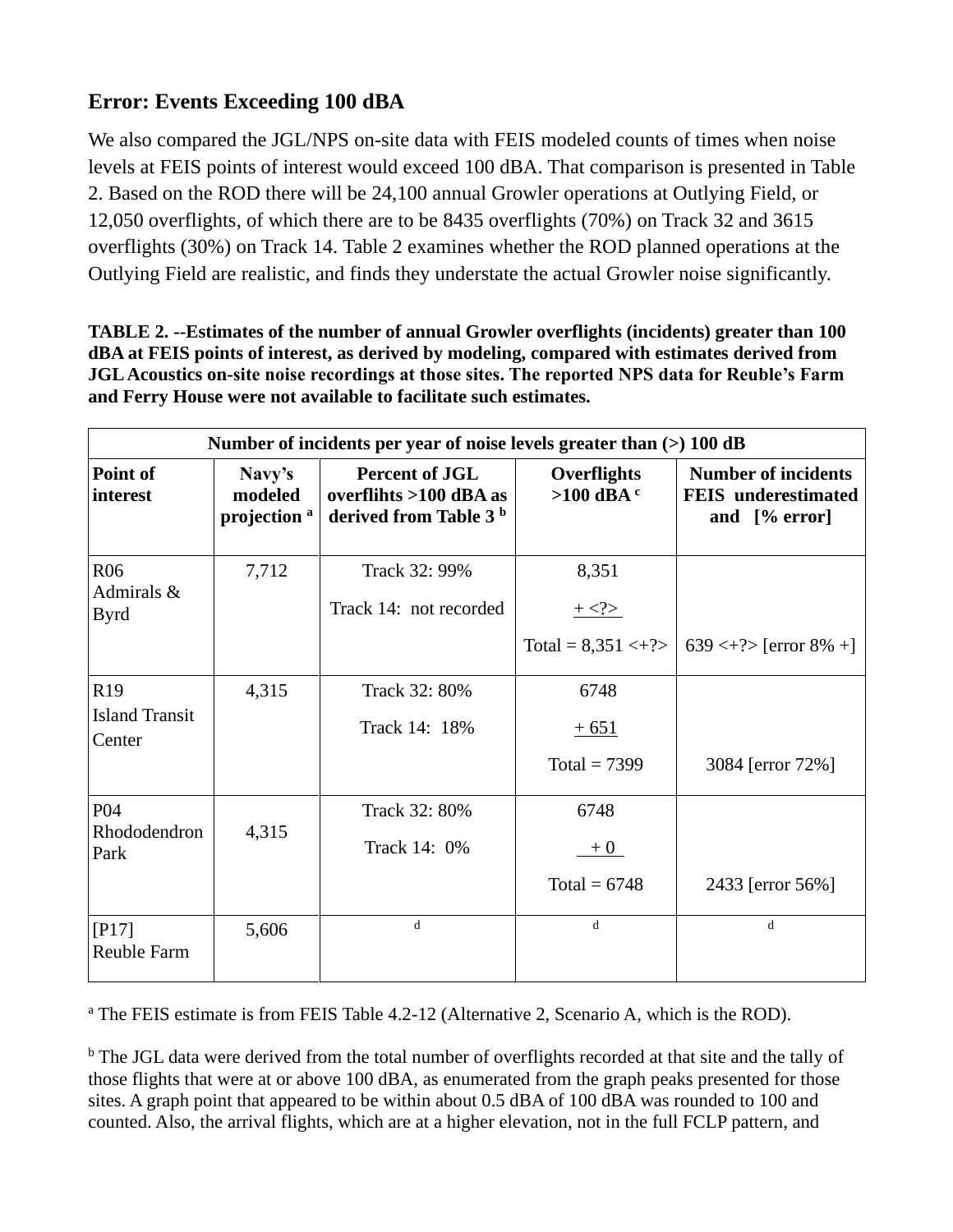## Error: Events Exceeding 100 dBA

We also compared the JGL/NPS on-site data with FEIS modeled counts of times when noise levels at FEIS points of interest would exceed 100 dBA. That comparison is presented in Table 2. Based on the ROD there will be 24,100 annual Growler operations at Outlying Field, or 12,050 overflights, of which there are to be 8435 overflights (70%) on Track 32 and 3615 overflights (30%) on Track 14. Table 2 examines whether the ROD planned operations at the Outlying Field are realistic, and finds they understate the actual Growler noise significantly.

**TABLE 2. --Estimates of the number of annual Growler overflights (incidents) greater than 100 dBA at FEIS points of interest, as derived by modeling, compared with estimates derived from JGL Acoustics on-site noise recordings at those sites. The reported NPS data for Reuble's Farm and Ferry House were not available to facilitate such estimates.**

| Number of incidents per year of noise levels greater than (>) 100 dB | | | | |
|---|---|---|---|---|
| **Point of interest** | **Navy's modeled projection [a]** | **Percent of JGL overflihts >100 dBA as derived from Table 3 [b]** | **Overflights >100 dBA [c]** | **Number of incidents FEIS underestimated and [% error]** |
| R06 Admirals & Byrd | 7,712 | Track 32: 99%<br>Track 14: not recorded | 8,351<br>+ <?><br>Total = 8,351 <+?> | 639 <+?> [error 8% +] |
| R19 Island Transit Center | 4,315 | Track 32: 80%<br>Track 14: 18% | 6748<br>+ 651<br>Total = 7399 | 3084 [error 72%] |
| P04 Rhododendron Park | 4,315 | Track 32: 80%<br>Track 14: 0% | 6748<br>+ 0<br>Total = 6748 | 2433 [error 56%] |
| [P17] Reuble Farm | 5,606 | d | d | d |

[a] The FEIS estimate is from FEIS Table 4.2-12 (Alternative 2, Scenario A, which is the ROD).

[b] The JGL data were derived from the total number of overflights recorded at that site and the tally of those flights that were at or above 100 dBA, as enumerated from the graph peaks presented for those sites. A graph point that appeared to be within about 0.5 dBA of 100 dBA was rounded to 100 and counted. Also, the arrival flights, which are at a higher elevation, not in the full FCLP pattern, and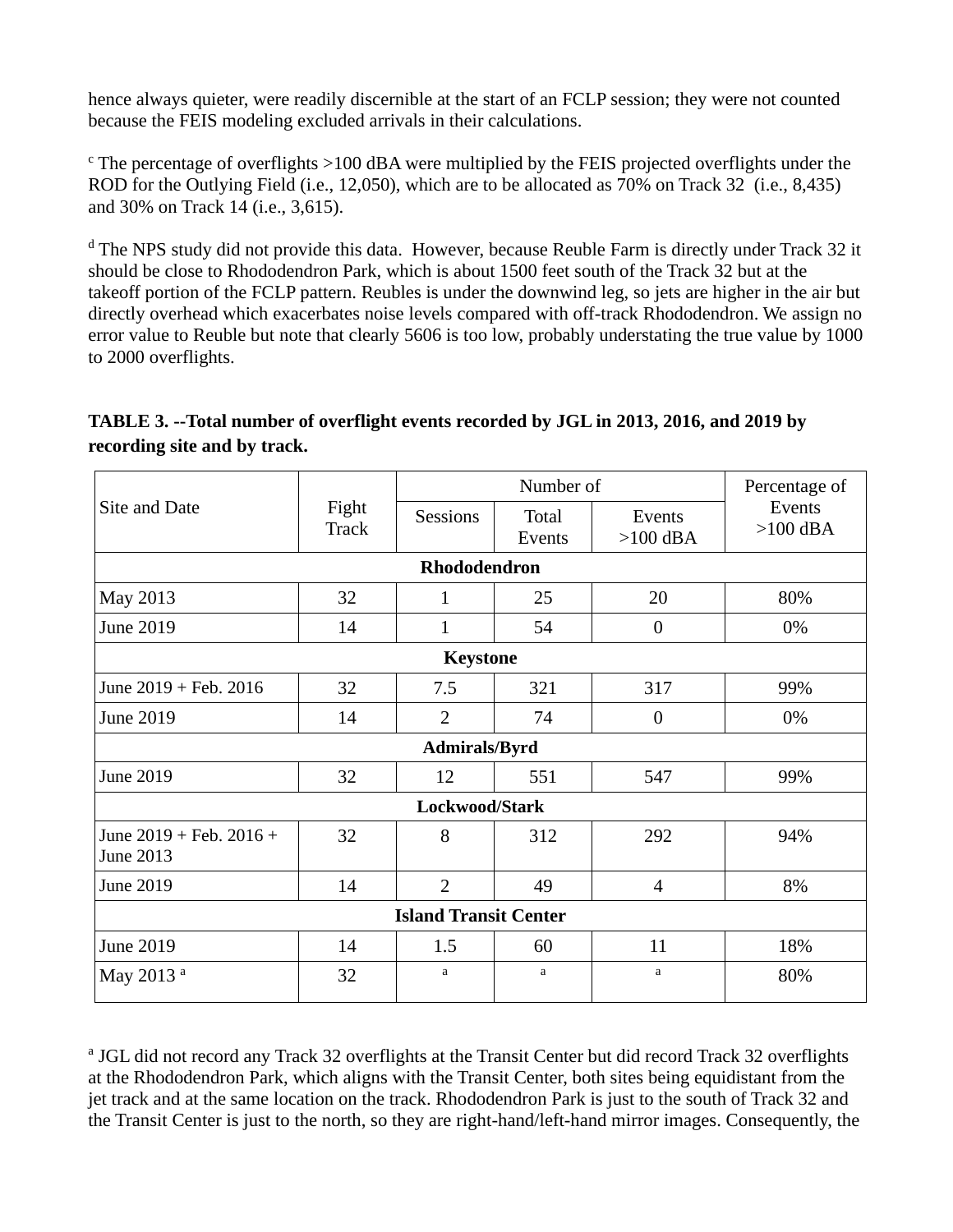hence always quieter, were readily discernible at the start of an FCLP session; they were not counted because the FEIS modeling excluded arrivals in their calculations.

[c] The percentage of overflights >100 dBA were multiplied by the FEIS projected overflights under the ROD for the Outlying Field (i.e., 12,050), which are to be allocated as 70% on Track 32 (i.e., 8,435) and 30% on Track 14 (i.e., 3,615).

[d] The NPS study did not provide this data. However, because Reuble Farm is directly under Track 32 it should be close to Rhododendron Park, which is about 1500 feet south of the Track 32 but at the takeoff portion of the FCLP pattern. Reubles is under the downwind leg, so jets are higher in the air but directly overhead which exacerbates noise levels compared with off-track Rhododendron. We assign no error value to Reuble but note that clearly 5606 is too low, probably understating the true value by 1000 to 2000 overflights.

**TABLE 3. --Total number of overflight events recorded by JGL in 2013, 2016, and 2019 by recording site and by track.**

| Site and Date | Fight Track | Number of | | | Percentage of Events >100 dBA |
|---|---|---|---|---|---|
| | | Sessions | Total Events | Events >100 dBA | |
| **Rhododendron** | | | | | |
| May 2013 | 32 | 1 | 25 | 20 | 80% |
| June 2019 | 14 | 1 | 54 | 0 | 0% |
| **Keystone** | | | | | |
| June 2019 + Feb. 2016 | 32 | 7.5 | 321 | 317 | 99% |
| June 2019 | 14 | 2 | 74 | 0 | 0% |
| **Admirals/Byrd** | | | | | |
| June 2019 | 32 | 12 | 551 | 547 | 99% |
| **Lockwood/Stark** | | | | | |
| June 2019 + Feb. 2016 + June 2013 | 32 | 8 | 312 | 292 | 94% |
| June 2019 | 14 | 2 | 49 | 4 | 8% |
| **Island Transit Center** | | | | | |
| June 2019 | 14 | 1.5 | 60 | 11 | 18% |
| May 2013 [a] | 32 | [a] | [a] | [a] | 80% |

[a] JGL did not record any Track 32 overflights at the Transit Center but did record Track 32 overflights at the Rhododendron Park, which aligns with the Transit Center, both sites being equidistant from the jet track and at the same location on the track. Rhododendron Park is just to the south of Track 32 and the Transit Center is just to the north, so they are right-hand/left-hand mirror images. Consequently, the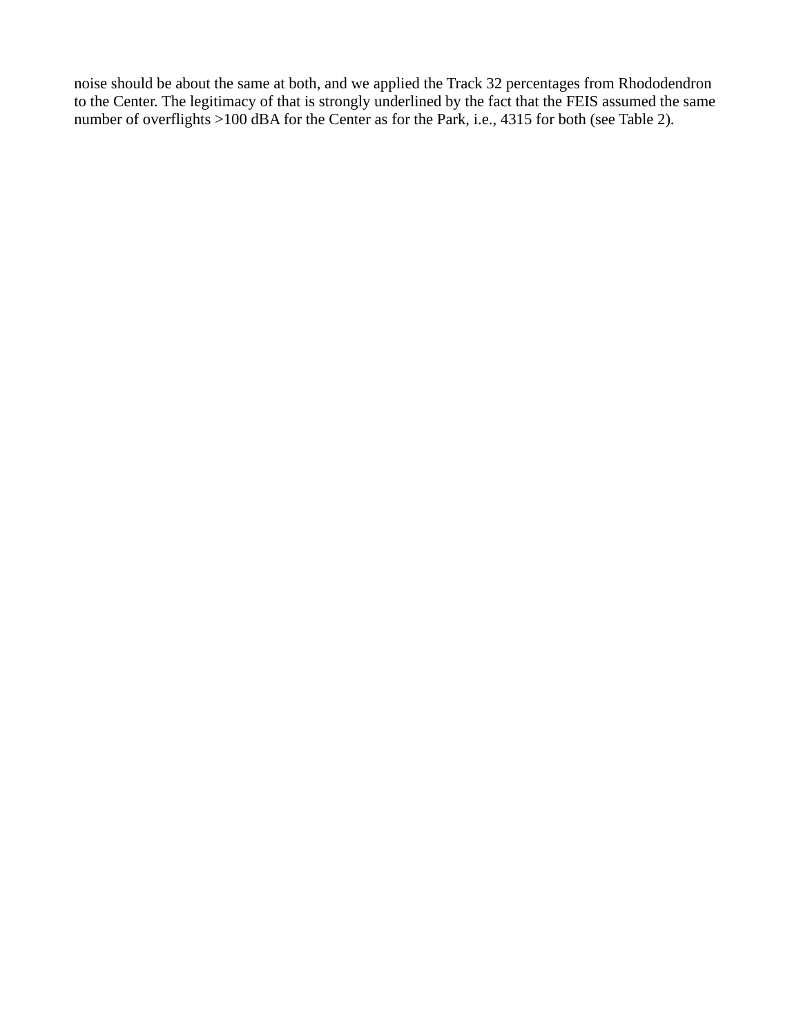noise should be about the same at both, and we applied the Track 32 percentages from Rhododendron to the Center. The legitimacy of that is strongly underlined by the fact that the FEIS assumed the same number of overflights >100 dBA for the Center as for the Park, i.e., 4315 for both (see Table 2).